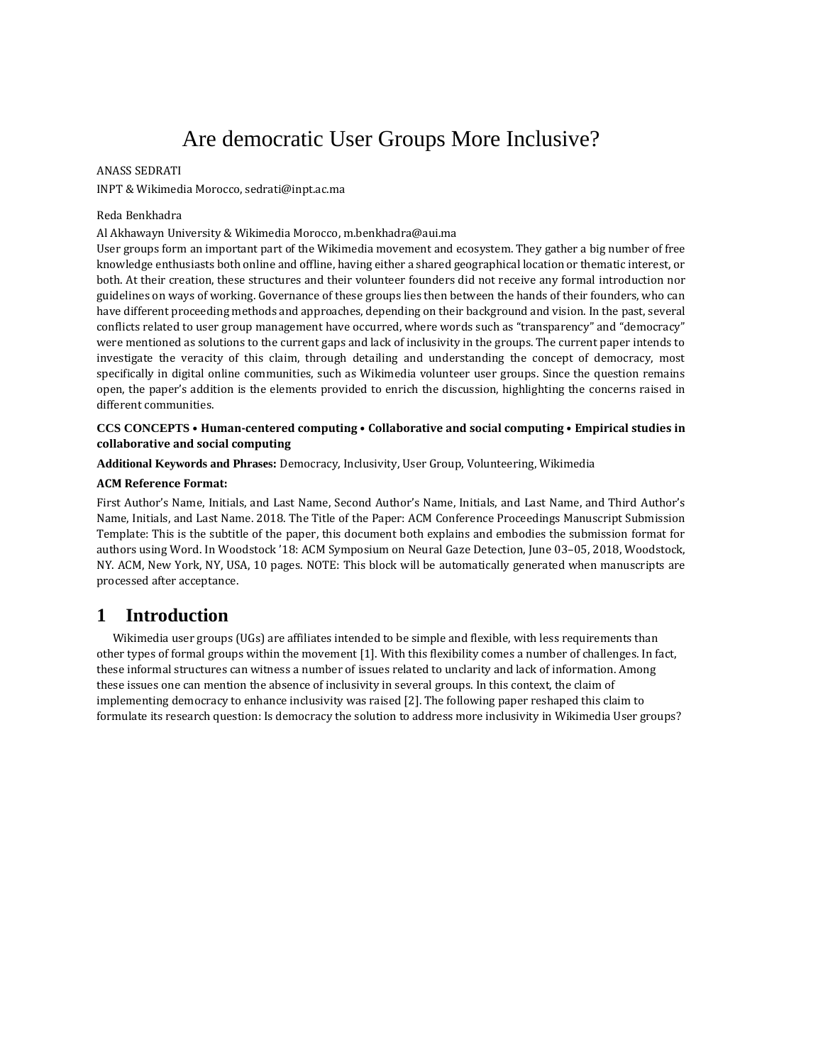# Are democratic User Groups More Inclusive?

ANASS SEDRATI

INPT & Wikimedia Morocco, sedrati@inpt.ac.ma

Reda Benkhadra

Al Akhawayn University & Wikimedia Morocco, m.benkhadra@aui.ma

User groups form an important part of the Wikimedia movement and ecosystem. They gather a big number of free knowledge enthusiasts both online and offline, having either a shared geographical location or thematic interest, or both. At their creation, these structures and their volunteer founders did not receive any formal introduction nor guidelines on ways of working. Governance of these groups lies then between the hands of their founders, who can have different proceeding methods and approaches, depending on their background and vision. In the past, several conflicts related to user group management have occurred, where words such as "transparency" and "democracy" were mentioned as solutions to the current gaps and lack of inclusivity in the groups. The current paper intends to investigate the veracity of this claim, through detailing and understanding the concept of democracy, most specifically in digital online communities, such as Wikimedia volunteer user groups. Since the question remains open, the paper's addition is the elements provided to enrich the discussion, highlighting the concerns raised in different communities.

**CCS CONCEPTS • Human-centered computing • Collaborative and social computing • Empirical studies in collaborative and social computing**

**Additional Keywords and Phrases:** Democracy, Inclusivity, User Group, Volunteering, Wikimedia

**ACM Reference Format:**

First Author's Name, Initials, and Last Name, Second Author's Name, Initials, and Last Name, and Third Author's Name, Initials, and Last Name. 2018. The Title of the Paper: ACM Conference Proceedings Manuscript Submission Template: This is the subtitle of the paper, this document both explains and embodies the submission format for authors using Word. In Woodstock '18: ACM Symposium on Neural Gaze Detection, June 03–05, 2018, Woodstock, NY. ACM, New York, NY, USA, 10 pages. NOTE: This block will be automatically generated when manuscripts are processed after acceptance.

## 1 Introduction

Wikimedia user groups (UGs) are affiliates intended to be simple and flexible, with less requirements than other types of formal groups within the movement [1]. With this flexibility comes a number of challenges. In fact, these informal structures can witness a number of issues related to unclarity and lack of information. Among these issues one can mention the absence of inclusivity in several groups. In this context, the claim of implementing democracy to enhance inclusivity was raised [2]. The following paper reshaped this claim to formulate its research question: Is democracy the solution to address more inclusivity in Wikimedia User groups?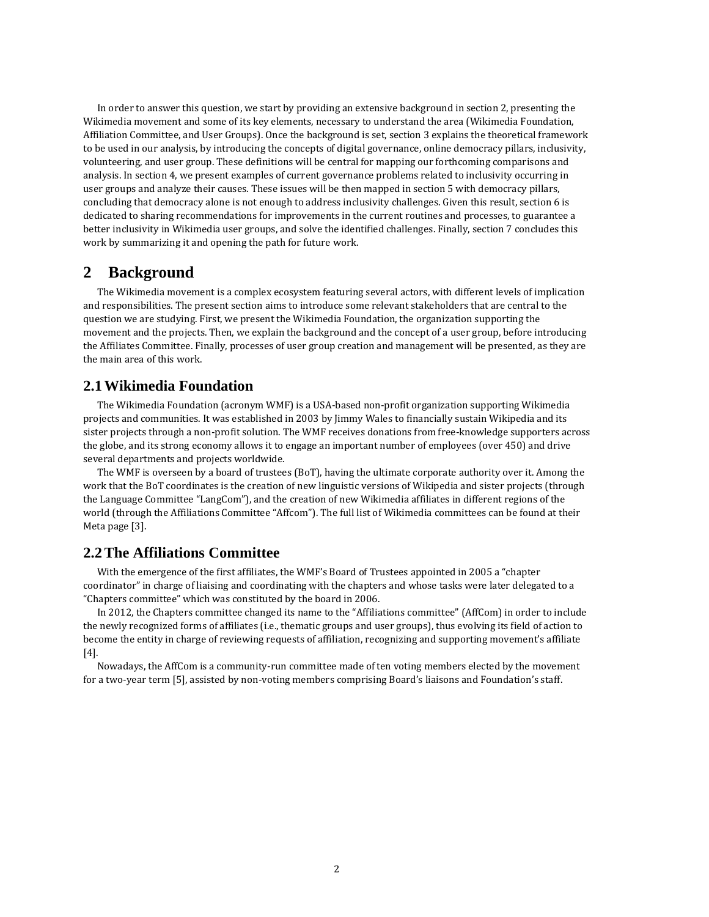In order to answer this question, we start by providing an extensive background in section 2, presenting the Wikimedia movement and some of its key elements, necessary to understand the area (Wikimedia Foundation, Affiliation Committee, and User Groups). Once the background is set, section 3 explains the theoretical framework to be used in our analysis, by introducing the concepts of digital governance, online democracy pillars, inclusivity, volunteering, and user group. These definitions will be central for mapping our forthcoming comparisons and analysis. In section 4, we present examples of current governance problems related to inclusivity occurring in user groups and analyze their causes. These issues will be then mapped in section 5 with democracy pillars, concluding that democracy alone is not enough to address inclusivity challenges. Given this result, section 6 is dedicated to sharing recommendations for improvements in the current routines and processes, to guarantee a better inclusivity in Wikimedia user groups, and solve the identified challenges. Finally, section 7 concludes this work by summarizing it and opening the path for future work.

# 2 Background

The Wikimedia movement is a complex ecosystem featuring several actors, with different levels of implication and responsibilities. The present section aims to introduce some relevant stakeholders that are central to the question we are studying. First, we present the Wikimedia Foundation, the organization supporting the movement and the projects. Then, we explain the background and the concept of a user group, before introducing the Affiliates Committee. Finally, processes of user group creation and management will be presented, as they are the main area of this work.

## 2.1 Wikimedia Foundation

The Wikimedia Foundation (acronym WMF) is a USA-based non-profit organization supporting Wikimedia projects and communities. It was established in 2003 by Jimmy Wales to financially sustain Wikipedia and its sister projects through a non-profit solution. The WMF receives donations from free-knowledge supporters across the globe, and its strong economy allows it to engage an important number of employees (over 450) and drive several departments and projects worldwide.

The WMF is overseen by a board of trustees (BoT), having the ultimate corporate authority over it. Among the work that the BoT coordinates is the creation of new linguistic versions of Wikipedia and sister projects (through the Language Committee "LangCom"), and the creation of new Wikimedia affiliates in different regions of the world (through the Affiliations Committee "Affcom"). The full list of Wikimedia committees can be found at their Meta page [3].

## 2.2 The Affiliations Committee

With the emergence of the first affiliates, the WMF's Board of Trustees appointed in 2005 a "chapter coordinator" in charge of liaising and coordinating with the chapters and whose tasks were later delegated to a "Chapters committee" which was constituted by the board in 2006.

In 2012, the Chapters committee changed its name to the "Affiliations committee" (AffCom) in order to include the newly recognized forms of affiliates (i.e., thematic groups and user groups), thus evolving its field of action to become the entity in charge of reviewing requests of affiliation, recognizing and supporting movement's affiliate [4].

Nowadays, the AffCom is a community-run committee made of ten voting members elected by the movement for a two-year term [5], assisted by non-voting members comprising Board's liaisons and Foundation's staff.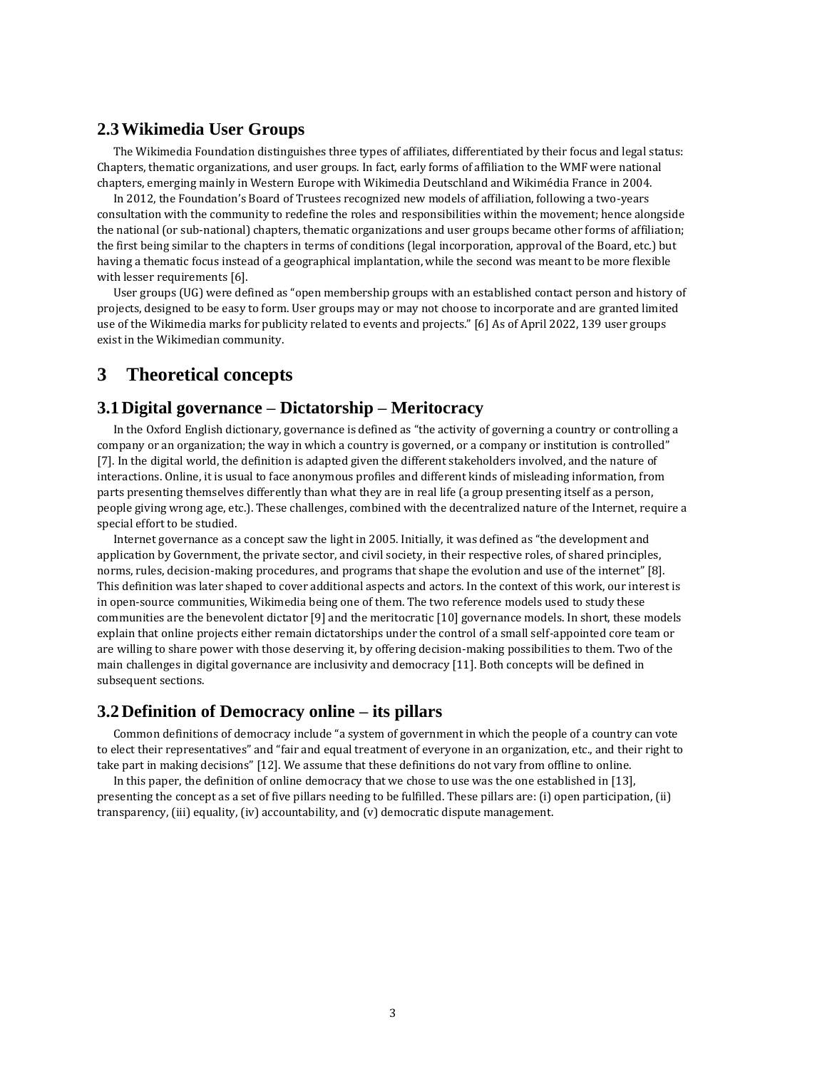### 2.3 Wikimedia User Groups

The Wikimedia Foundation distinguishes three types of affiliates, differentiated by their focus and legal status: Chapters, thematic organizations, and user groups. In fact, early forms of affiliation to the WMF were national chapters, emerging mainly in Western Europe with Wikimedia Deutschland and Wikimédia France in 2004.

In 2012, the Foundation's Board of Trustees recognized new models of affiliation, following a two-years consultation with the community to redefine the roles and responsibilities within the movement; hence alongside the national (or sub-national) chapters, thematic organizations and user groups became other forms of affiliation; the first being similar to the chapters in terms of conditions (legal incorporation, approval of the Board, etc.) but having a thematic focus instead of a geographical implantation, while the second was meant to be more flexible with lesser requirements [6].

User groups (UG) were defined as "open membership groups with an established contact person and history of projects, designed to be easy to form. User groups may or may not choose to incorporate and are granted limited use of the Wikimedia marks for publicity related to events and projects." [6] As of April 2022, 139 user groups exist in the Wikimedian community.

## 3 Theoretical concepts

### 3.1 Digital governance – Dictatorship – Meritocracy

In the Oxford English dictionary, governance is defined as "the activity of governing a country or controlling a company or an organization; the way in which a country is governed, or a company or institution is controlled" [7]. In the digital world, the definition is adapted given the different stakeholders involved, and the nature of interactions. Online, it is usual to face anonymous profiles and different kinds of misleading information, from parts presenting themselves differently than what they are in real life (a group presenting itself as a person, people giving wrong age, etc.). These challenges, combined with the decentralized nature of the Internet, require a special effort to be studied.

Internet governance as a concept saw the light in 2005. Initially, it was defined as "the development and application by Government, the private sector, and civil society, in their respective roles, of shared principles, norms, rules, decision-making procedures, and programs that shape the evolution and use of the internet" [8]. This definition was later shaped to cover additional aspects and actors. In the context of this work, our interest is in open-source communities, Wikimedia being one of them. The two reference models used to study these communities are the benevolent dictator [9] and the meritocratic [10] governance models. In short, these models explain that online projects either remain dictatorships under the control of a small self-appointed core team or are willing to share power with those deserving it, by offering decision-making possibilities to them. Two of the main challenges in digital governance are inclusivity and democracy [11]. Both concepts will be defined in subsequent sections.

### 3.2 Definition of Democracy online – its pillars

Common definitions of democracy include "a system of government in which the people of a country can vote to elect their representatives" and "fair and equal treatment of everyone in an organization, etc., and their right to take part in making decisions" [12]. We assume that these definitions do not vary from offline to online.

In this paper, the definition of online democracy that we chose to use was the one established in [13], presenting the concept as a set of five pillars needing to be fulfilled. These pillars are: (i) open participation, (ii) transparency, (iii) equality, (iv) accountability, and (v) democratic dispute management.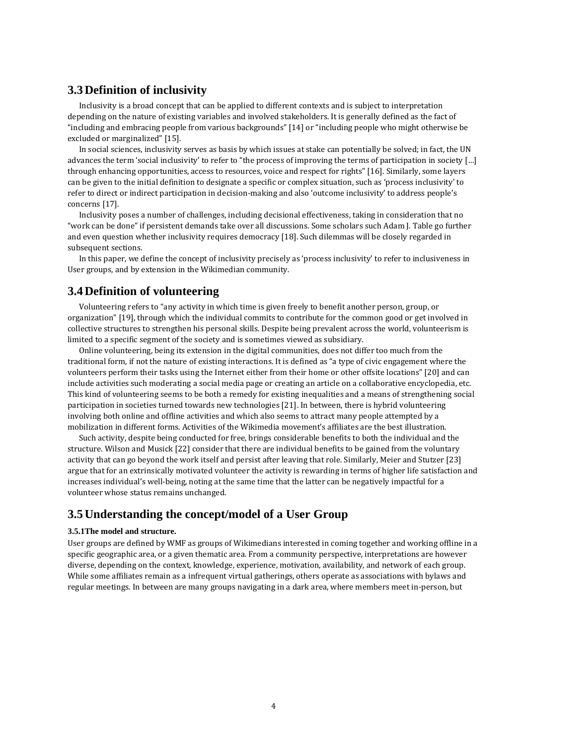## 3.3 Definition of inclusivity

Inclusivity is a broad concept that can be applied to different contexts and is subject to interpretation depending on the nature of existing variables and involved stakeholders. It is generally defined as the fact of "including and embracing people from various backgrounds" [14] or "including people who might otherwise be excluded or marginalized" [15].

In social sciences, inclusivity serves as basis by which issues at stake can potentially be solved; in fact, the UN advances the term 'social inclusivity' to refer to "the process of improving the terms of participation in society […] through enhancing opportunities, access to resources, voice and respect for rights" [16]. Similarly, some layers can be given to the initial definition to designate a specific or complex situation, such as 'process inclusivity' to refer to direct or indirect participation in decision-making and also 'outcome inclusivity' to address people's concerns [17].

Inclusivity poses a number of challenges, including decisional effectiveness, taking in consideration that no "work can be done" if persistent demands take over all discussions. Some scholars such Adam J. Table go further and even question whether inclusivity requires democracy [18]. Such dilemmas will be closely regarded in subsequent sections.

In this paper, we define the concept of inclusivity precisely as 'process inclusivity' to refer to inclusiveness in User groups, and by extension in the Wikimedian community.

## 3.4 Definition of volunteering

Volunteering refers to "any activity in which time is given freely to benefit another person, group, or organization" [19], through which the individual commits to contribute for the common good or get involved in collective structures to strengthen his personal skills. Despite being prevalent across the world, volunteerism is limited to a specific segment of the society and is sometimes viewed as subsidiary.

Online volunteering, being its extension in the digital communities, does not differ too much from the traditional form, if not the nature of existing interactions. It is defined as "a type of civic engagement where the volunteers perform their tasks using the Internet either from their home or other offsite locations" [20] and can include activities such moderating a social media page or creating an article on a collaborative encyclopedia, etc. This kind of volunteering seems to be both a remedy for existing inequalities and a means of strengthening social participation in societies turned towards new technologies [21]. In between, there is hybrid volunteering involving both online and offline activities and which also seems to attract many people attempted by a mobilization in different forms. Activities of the Wikimedia movement's affiliates are the best illustration.

Such activity, despite being conducted for free, brings considerable benefits to both the individual and the structure. Wilson and Musick [22] consider that there are individual benefits to be gained from the voluntary activity that can go beyond the work itself and persist after leaving that role. Similarly, Meier and Stutzer [23] argue that for an extrinsically motivated volunteer the activity is rewarding in terms of higher life satisfaction and increases individual's well-being, noting at the same time that the latter can be negatively impactful for a volunteer whose status remains unchanged.

## 3.5 Understanding the concept/model of a User Group

### 3.5.1 The model and structure.

User groups are defined by WMF as groups of Wikimedians interested in coming together and working offline in a specific geographic area, or a given thematic area. From a community perspective, interpretations are however diverse, depending on the context, knowledge, experience, motivation, availability, and network of each group. While some affiliates remain as a infrequent virtual gatherings, others operate as associations with bylaws and regular meetings. In between are many groups navigating in a dark area, where members meet in-person, but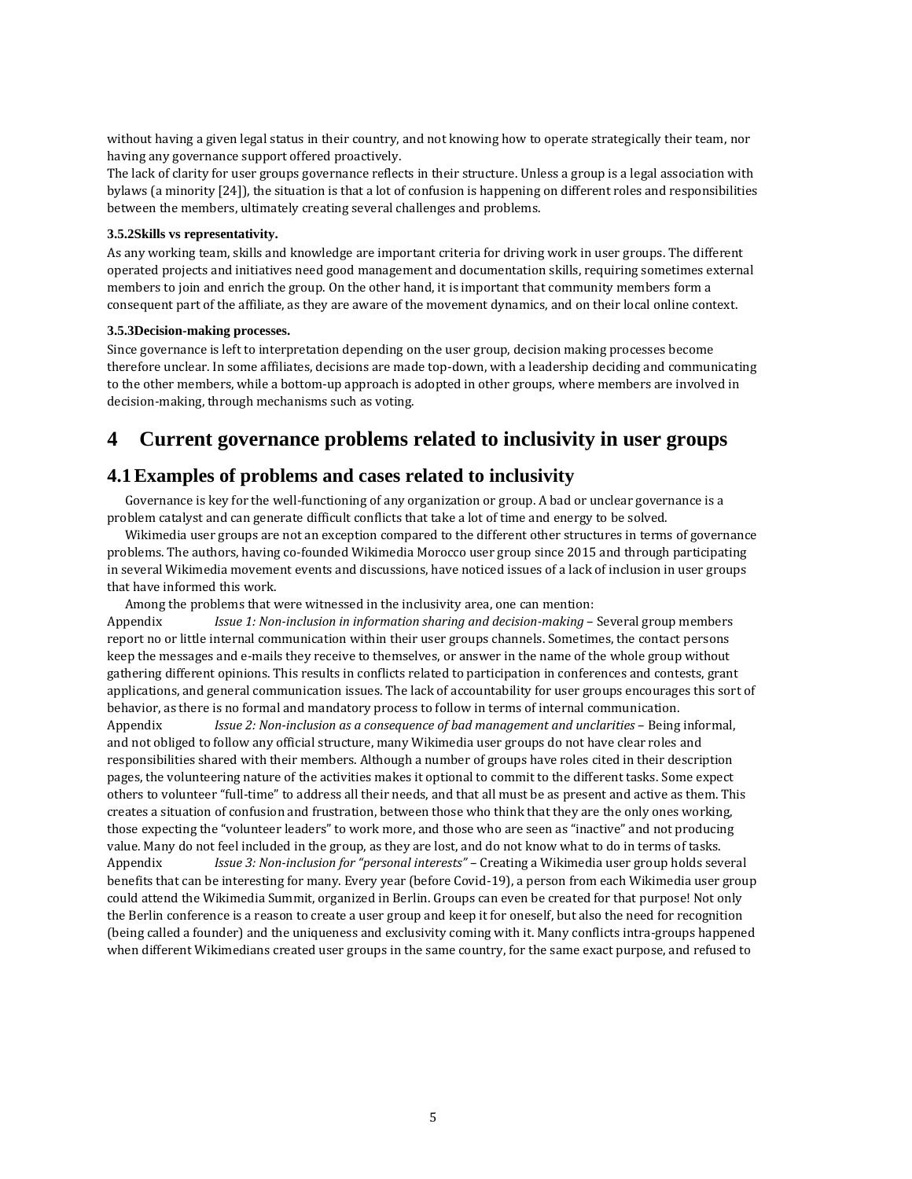without having a given legal status in their country, and not knowing how to operate strategically their team, nor having any governance support offered proactively.

The lack of clarity for user groups governance reflects in their structure. Unless a group is a legal association with bylaws (a minority [24]), the situation is that a lot of confusion is happening on different roles and responsibilities between the members, ultimately creating several challenges and problems.

#### 3.5.2 Skills vs representativity.

As any working team, skills and knowledge are important criteria for driving work in user groups. The different operated projects and initiatives need good management and documentation skills, requiring sometimes external members to join and enrich the group. On the other hand, it is important that community members form a consequent part of the affiliate, as they are aware of the movement dynamics, and on their local online context.

#### 3.5.3 Decision-making processes.

Since governance is left to interpretation depending on the user group, decision making processes become therefore unclear. In some affiliates, decisions are made top-down, with a leadership deciding and communicating to the other members, while a bottom-up approach is adopted in other groups, where members are involved in decision-making, through mechanisms such as voting.

# 4 Current governance problems related to inclusivity in user groups

## 4.1 Examples of problems and cases related to inclusivity

Governance is key for the well-functioning of any organization or group. A bad or unclear governance is a problem catalyst and can generate difficult conflicts that take a lot of time and energy to be solved.

Wikimedia user groups are not an exception compared to the different other structures in terms of governance problems. The authors, having co-founded Wikimedia Morocco user group since 2015 and through participating in several Wikimedia movement events and discussions, have noticed issues of a lack of inclusion in user groups that have informed this work.

Among the problems that were witnessed in the inclusivity area, one can mention:

Appendix *Issue 1: Non-inclusion in information sharing and decision-making* – Several group members report no or little internal communication within their user groups channels. Sometimes, the contact persons keep the messages and e-mails they receive to themselves, or answer in the name of the whole group without gathering different opinions. This results in conflicts related to participation in conferences and contests, grant applications, and general communication issues. The lack of accountability for user groups encourages this sort of behavior, as there is no formal and mandatory process to follow in terms of internal communication.

Appendix *Issue 2: Non-inclusion as a consequence of bad management and unclarities* – Being informal, and not obliged to follow any official structure, many Wikimedia user groups do not have clear roles and responsibilities shared with their members. Although a number of groups have roles cited in their description pages, the volunteering nature of the activities makes it optional to commit to the different tasks. Some expect others to volunteer "full-time" to address all their needs, and that all must be as present and active as them. This creates a situation of confusion and frustration, between those who think that they are the only ones working, those expecting the "volunteer leaders" to work more, and those who are seen as "inactive" and not producing value. Many do not feel included in the group, as they are lost, and do not know what to do in terms of tasks.

Appendix *Issue 3: Non-inclusion for "personal interests"* – Creating a Wikimedia user group holds several benefits that can be interesting for many. Every year (before Covid-19), a person from each Wikimedia user group could attend the Wikimedia Summit, organized in Berlin. Groups can even be created for that purpose! Not only the Berlin conference is a reason to create a user group and keep it for oneself, but also the need for recognition (being called a founder) and the uniqueness and exclusivity coming with it. Many conflicts intra-groups happened when different Wikimedians created user groups in the same country, for the same exact purpose, and refused to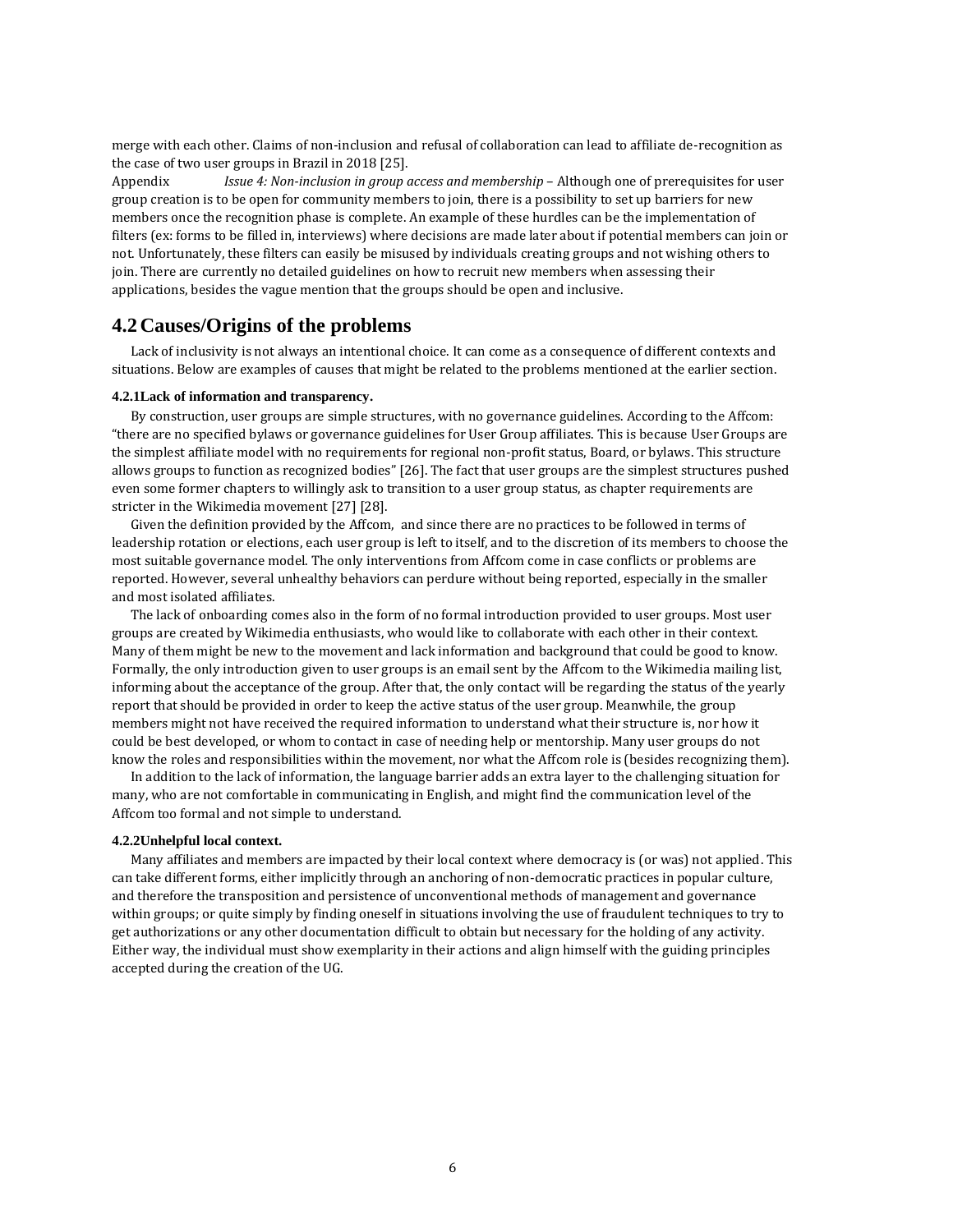merge with each other. Claims of non-inclusion and refusal of collaboration can lead to affiliate de-recognition as the case of two user groups in Brazil in 2018 [25].

Appendix *Issue 4: Non-inclusion in group access and membership* – Although one of prerequisites for user group creation is to be open for community members to join, there is a possibility to set up barriers for new members once the recognition phase is complete. An example of these hurdles can be the implementation of filters (ex: forms to be filled in, interviews) where decisions are made later about if potential members can join or not. Unfortunately, these filters can easily be misused by individuals creating groups and not wishing others to join. There are currently no detailed guidelines on how to recruit new members when assessing their applications, besides the vague mention that the groups should be open and inclusive.

## 4.2 Causes/Origins of the problems

Lack of inclusivity is not always an intentional choice. It can come as a consequence of different contexts and situations. Below are examples of causes that might be related to the problems mentioned at the earlier section.

#### 4.2.1 Lack of information and transparency.

By construction, user groups are simple structures, with no governance guidelines. According to the Affcom: "there are no specified bylaws or governance guidelines for User Group affiliates. This is because User Groups are the simplest affiliate model with no requirements for regional non-profit status, Board, or bylaws. This structure allows groups to function as recognized bodies" [26]. The fact that user groups are the simplest structures pushed even some former chapters to willingly ask to transition to a user group status, as chapter requirements are stricter in the Wikimedia movement [27] [28].

Given the definition provided by the Affcom, and since there are no practices to be followed in terms of leadership rotation or elections, each user group is left to itself, and to the discretion of its members to choose the most suitable governance model. The only interventions from Affcom come in case conflicts or problems are reported. However, several unhealthy behaviors can perdure without being reported, especially in the smaller and most isolated affiliates.

The lack of onboarding comes also in the form of no formal introduction provided to user groups. Most user groups are created by Wikimedia enthusiasts, who would like to collaborate with each other in their context. Many of them might be new to the movement and lack information and background that could be good to know. Formally, the only introduction given to user groups is an email sent by the Affcom to the Wikimedia mailing list, informing about the acceptance of the group. After that, the only contact will be regarding the status of the yearly report that should be provided in order to keep the active status of the user group. Meanwhile, the group members might not have received the required information to understand what their structure is, nor how it could be best developed, or whom to contact in case of needing help or mentorship. Many user groups do not know the roles and responsibilities within the movement, nor what the Affcom role is (besides recognizing them).

In addition to the lack of information, the language barrier adds an extra layer to the challenging situation for many, who are not comfortable in communicating in English, and might find the communication level of the Affcom too formal and not simple to understand.

#### 4.2.2 Unhelpful local context.

Many affiliates and members are impacted by their local context where democracy is (or was) not applied. This can take different forms, either implicitly through an anchoring of non-democratic practices in popular culture, and therefore the transposition and persistence of unconventional methods of management and governance within groups; or quite simply by finding oneself in situations involving the use of fraudulent techniques to try to get authorizations or any other documentation difficult to obtain but necessary for the holding of any activity. Either way, the individual must show exemplarity in their actions and align himself with the guiding principles accepted during the creation of the UG.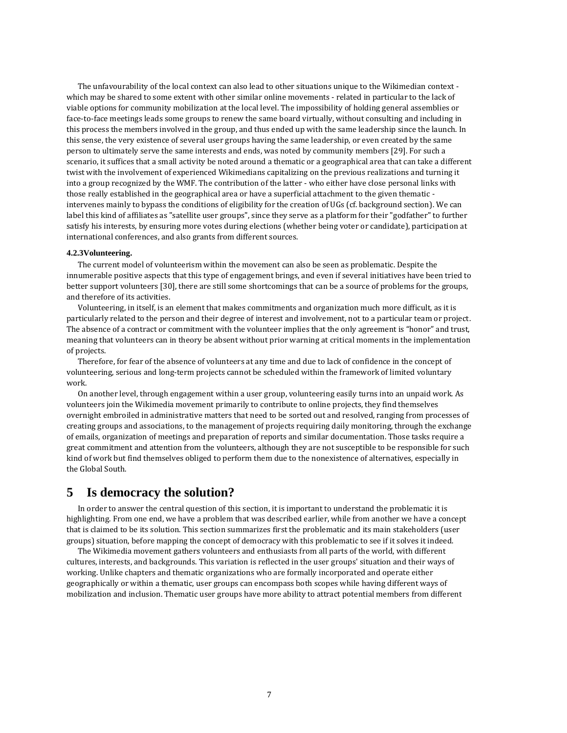The unfavourability of the local context can also lead to other situations unique to the Wikimedian context - which may be shared to some extent with other similar online movements - related in particular to the lack of viable options for community mobilization at the local level. The impossibility of holding general assemblies or face-to-face meetings leads some groups to renew the same board virtually, without consulting and including in this process the members involved in the group, and thus ended up with the same leadership since the launch. In this sense, the very existence of several user groups having the same leadership, or even created by the same person to ultimately serve the same interests and ends, was noted by community members [29]. For such a scenario, it suffices that a small activity be noted around a thematic or a geographical area that can take a different twist with the involvement of experienced Wikimedians capitalizing on the previous realizations and turning it into a group recognized by the WMF. The contribution of the latter - who either have close personal links with those really established in the geographical area or have a superficial attachment to the given thematic - intervenes mainly to bypass the conditions of eligibility for the creation of UGs (cf. background section). We can label this kind of affiliates as "satellite user groups", since they serve as a platform for their "godfather" to further satisfy his interests, by ensuring more votes during elections (whether being voter or candidate), participation at international conferences, and also grants from different sources.

#### 4.2.3 Volunteering.

The current model of volunteerism within the movement can also be seen as problematic. Despite the innumerable positive aspects that this type of engagement brings, and even if several initiatives have been tried to better support volunteers [30], there are still some shortcomings that can be a source of problems for the groups, and therefore of its activities.

Volunteering, in itself, is an element that makes commitments and organization much more difficult, as it is particularly related to the person and their degree of interest and involvement, not to a particular team or project. The absence of a contract or commitment with the volunteer implies that the only agreement is "honor" and trust, meaning that volunteers can in theory be absent without prior warning at critical moments in the implementation of projects.

Therefore, for fear of the absence of volunteers at any time and due to lack of confidence in the concept of volunteering, serious and long-term projects cannot be scheduled within the framework of limited voluntary work.

On another level, through engagement within a user group, volunteering easily turns into an unpaid work. As volunteers join the Wikimedia movement primarily to contribute to online projects, they find themselves overnight embroiled in administrative matters that need to be sorted out and resolved, ranging from processes of creating groups and associations, to the management of projects requiring daily monitoring, through the exchange of emails, organization of meetings and preparation of reports and similar documentation. Those tasks require a great commitment and attention from the volunteers, although they are not susceptible to be responsible for such kind of work but find themselves obliged to perform them due to the nonexistence of alternatives, especially in the Global South.

## 5 Is democracy the solution?

In order to answer the central question of this section, it is important to understand the problematic it is highlighting. From one end, we have a problem that was described earlier, while from another we have a concept that is claimed to be its solution. This section summarizes first the problematic and its main stakeholders (user groups) situation, before mapping the concept of democracy with this problematic to see if it solves it indeed.

The Wikimedia movement gathers volunteers and enthusiasts from all parts of the world, with different cultures, interests, and backgrounds. This variation is reflected in the user groups' situation and their ways of working. Unlike chapters and thematic organizations who are formally incorporated and operate either geographically or within a thematic, user groups can encompass both scopes while having different ways of mobilization and inclusion. Thematic user groups have more ability to attract potential members from different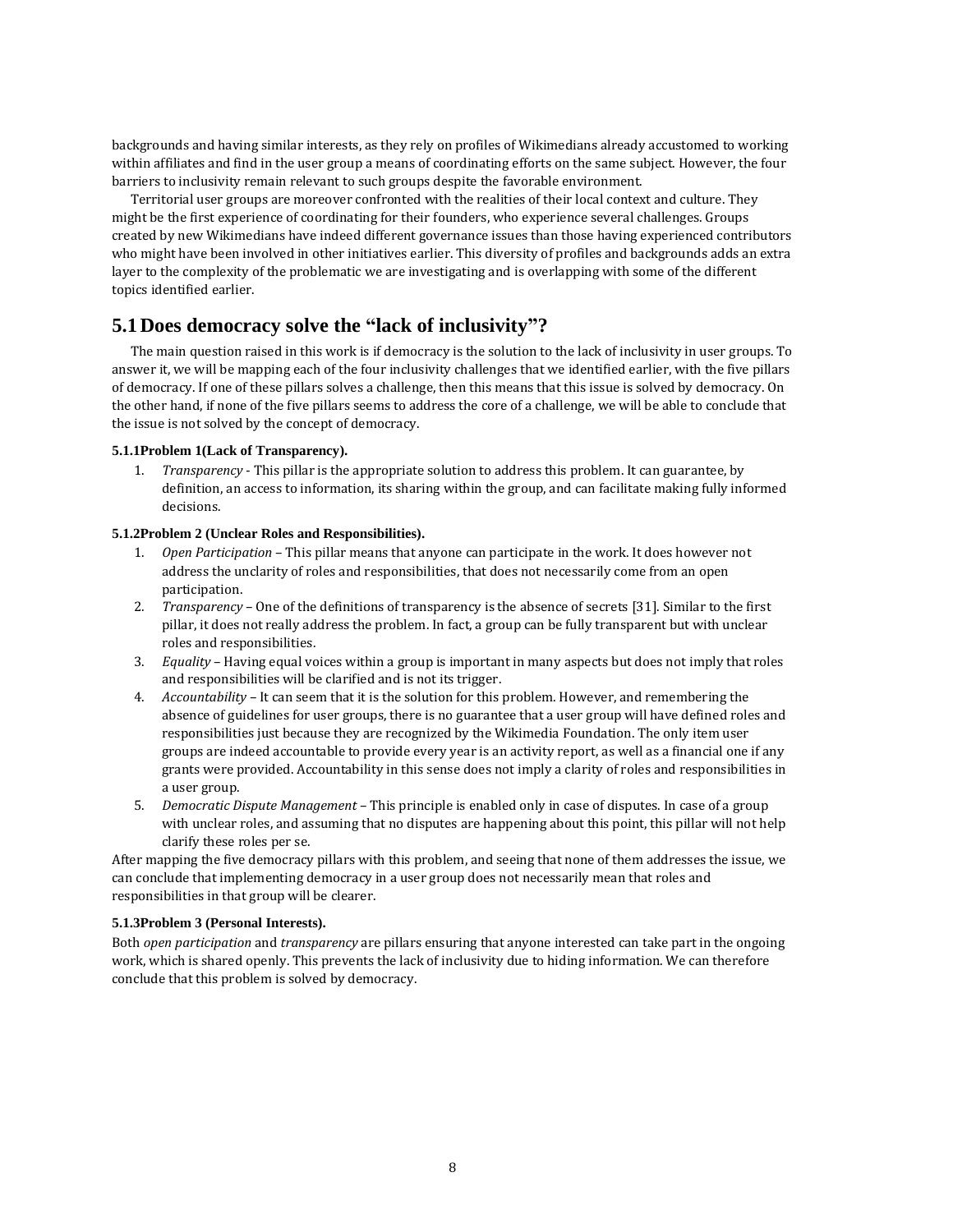backgrounds and having similar interests, as they rely on profiles of Wikimedians already accustomed to working within affiliates and find in the user group a means of coordinating efforts on the same subject. However, the four barriers to inclusivity remain relevant to such groups despite the favorable environment.

Territorial user groups are moreover confronted with the realities of their local context and culture. They might be the first experience of coordinating for their founders, who experience several challenges. Groups created by new Wikimedians have indeed different governance issues than those having experienced contributors who might have been involved in other initiatives earlier. This diversity of profiles and backgrounds adds an extra layer to the complexity of the problematic we are investigating and is overlapping with some of the different topics identified earlier.

## 5.1 Does democracy solve the "lack of inclusivity"?

The main question raised in this work is if democracy is the solution to the lack of inclusivity in user groups. To answer it, we will be mapping each of the four inclusivity challenges that we identified earlier, with the five pillars of democracy. If one of these pillars solves a challenge, then this means that this issue is solved by democracy. On the other hand, if none of the five pillars seems to address the core of a challenge, we will be able to conclude that the issue is not solved by the concept of democracy.

### 5.1.1 Problem 1 (Lack of Transparency).

1. *Transparency* - This pillar is the appropriate solution to address this problem. It can guarantee, by definition, an access to information, its sharing within the group, and can facilitate making fully informed decisions.

### 5.1.2 Problem 2 (Unclear Roles and Responsibilities).

1. *Open Participation* – This pillar means that anyone can participate in the work. It does however not address the unclarity of roles and responsibilities, that does not necessarily come from an open participation.
2. *Transparency* – One of the definitions of transparency is the absence of secrets [31]. Similar to the first pillar, it does not really address the problem. In fact, a group can be fully transparent but with unclear roles and responsibilities.
3. *Equality* – Having equal voices within a group is important in many aspects but does not imply that roles and responsibilities will be clarified and is not its trigger.
4. *Accountability* – It can seem that it is the solution for this problem. However, and remembering the absence of guidelines for user groups, there is no guarantee that a user group will have defined roles and responsibilities just because they are recognized by the Wikimedia Foundation. The only item user groups are indeed accountable to provide every year is an activity report, as well as a financial one if any grants were provided. Accountability in this sense does not imply a clarity of roles and responsibilities in a user group.
5. *Democratic Dispute Management* – This principle is enabled only in case of disputes. In case of a group with unclear roles, and assuming that no disputes are happening about this point, this pillar will not help clarify these roles per se.

After mapping the five democracy pillars with this problem, and seeing that none of them addresses the issue, we can conclude that implementing democracy in a user group does not necessarily mean that roles and responsibilities in that group will be clearer.

### 5.1.3 Problem 3 (Personal Interests).

Both *open participation* and *transparency* are pillars ensuring that anyone interested can take part in the ongoing work, which is shared openly. This prevents the lack of inclusivity due to hiding information. We can therefore conclude that this problem is solved by democracy.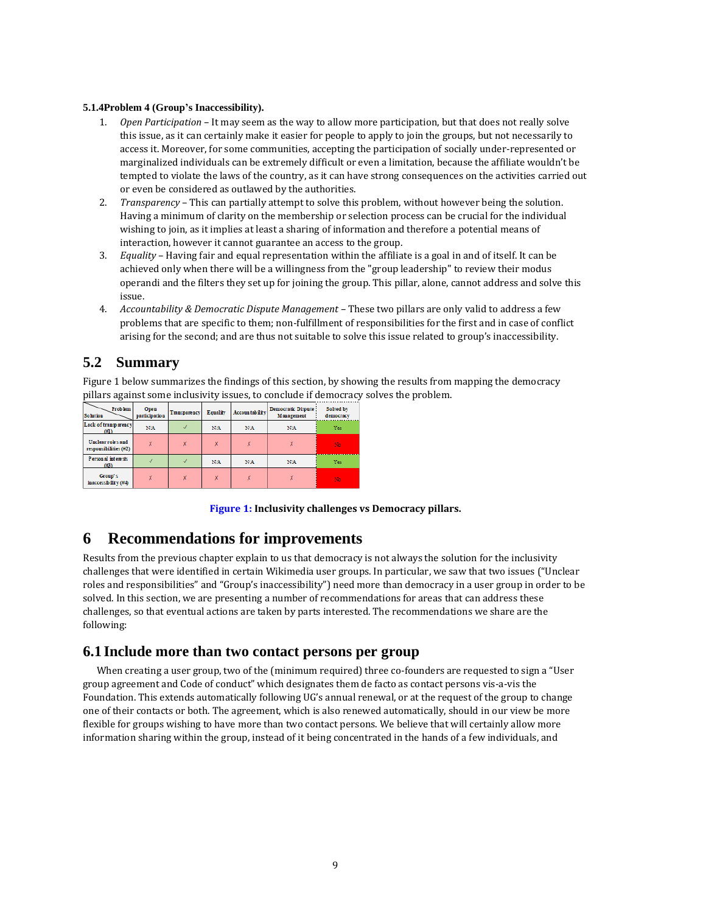### 5.1.4 Problem 4 (Group's Inaccessibility).

1. *Open Participation* – It may seem as the way to allow more participation, but that does not really solve this issue, as it can certainly make it easier for people to apply to join the groups, but not necessarily to access it. Moreover, for some communities, accepting the participation of socially under-represented or marginalized individuals can be extremely difficult or even a limitation, because the affiliate wouldn't be tempted to violate the laws of the country, as it can have strong consequences on the activities carried out or even be considered as outlawed by the authorities.
2. *Transparency* – This can partially attempt to solve this problem, without however being the solution. Having a minimum of clarity on the membership or selection process can be crucial for the individual wishing to join, as it implies at least a sharing of information and therefore a potential means of interaction, however it cannot guarantee an access to the group.
3. *Equality* – Having fair and equal representation within the affiliate is a goal in and of itself. It can be achieved only when there will be a willingness from the "group leadership" to review their modus operandi and the filters they set up for joining the group. This pillar, alone, cannot address and solve this issue.
4. *Accountability & Democratic Dispute Management* – These two pillars are only valid to address a few problems that are specific to them; non-fulfillment of responsibilities for the first and in case of conflict arising for the second; and are thus not suitable to solve this issue related to group's inaccessibility.

## 5.2 Summary

Figure 1 below summarizes the findings of this section, by showing the results from mapping the democracy pillars against some inclusivity issues, to conclude if democracy solves the problem.

| Problem / Solution | Open participation | Transparency | Equality | Accountability | Democratic Dispute Management | Solved by democracy |
|---|---|---|---|---|---|---|
| Lack of transparency (#1) | N/A | ✓ | N/A | N/A | N/A | Yes |
| Unclear roles and responsibilities (#2) | ✗ | ✗ | ✗ | ✗ | ✗ | No |
| Personal interests (#3) | ✓ | ✓ | N/A | N/A | N/A | Yes |
| Group's inaccessibility (#4) | ✗ | ✗ | ✗ | ✗ | ✗ | No |

**Figure 1: Inclusivity challenges vs Democracy pillars.**

# 6 Recommendations for improvements

Results from the previous chapter explain to us that democracy is not always the solution for the inclusivity challenges that were identified in certain Wikimedia user groups. In particular, we saw that two issues ("Unclear roles and responsibilities" and "Group's inaccessibility") need more than democracy in a user group in order to be solved. In this section, we are presenting a number of recommendations for areas that can address these challenges, so that eventual actions are taken by parts interested. The recommendations we share are the following:

## 6.1 Include more than two contact persons per group

When creating a user group, two of the (minimum required) three co-founders are requested to sign a "User group agreement and Code of conduct" which designates them de facto as contact persons vis-a-vis the Foundation. This extends automatically following UG's annual renewal, or at the request of the group to change one of their contacts or both. The agreement, which is also renewed automatically, should in our view be more flexible for groups wishing to have more than two contact persons. We believe that will certainly allow more information sharing within the group, instead of it being concentrated in the hands of a few individuals, and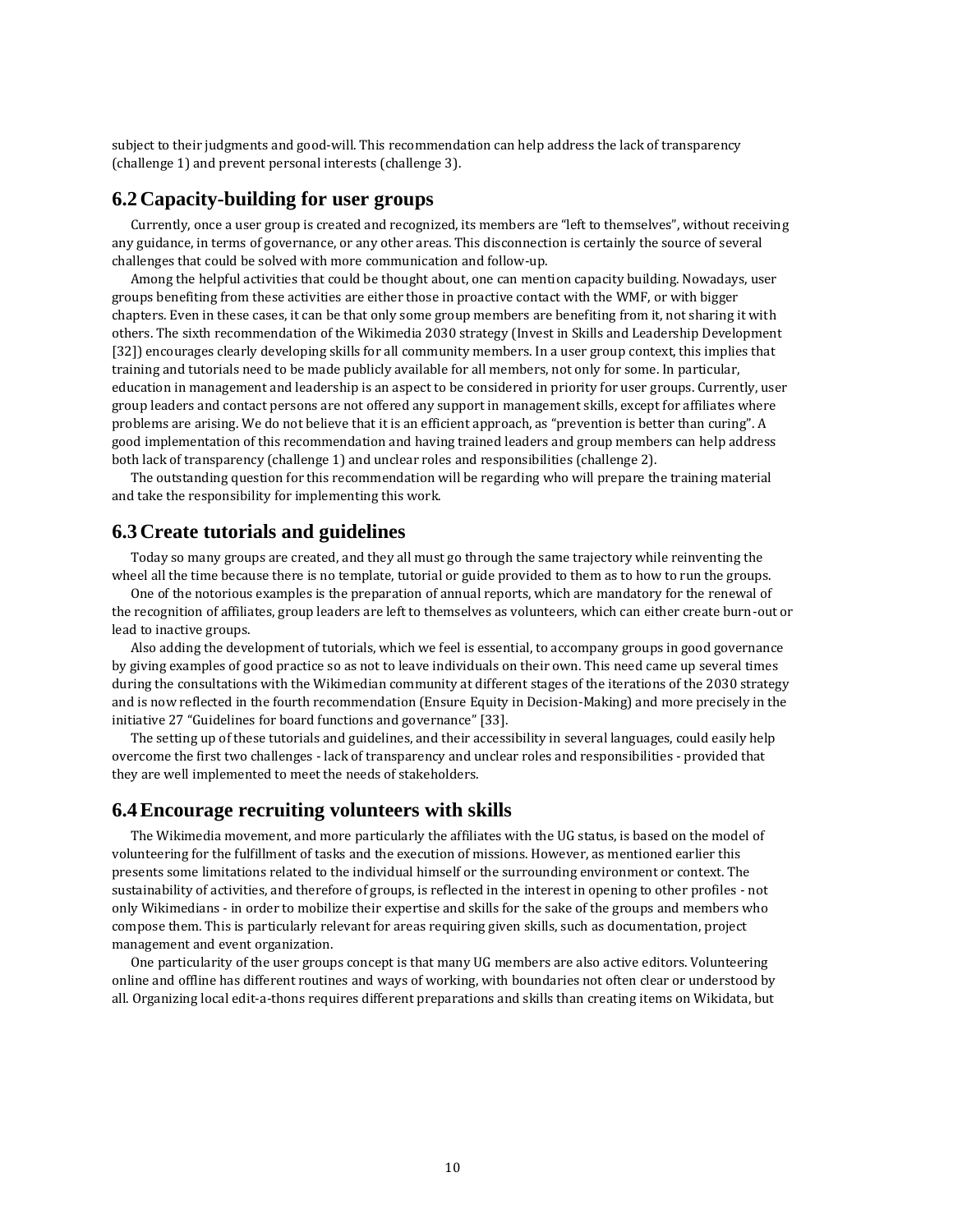subject to their judgments and good-will. This recommendation can help address the lack of transparency (challenge 1) and prevent personal interests (challenge 3).

## 6.2 Capacity-building for user groups

Currently, once a user group is created and recognized, its members are "left to themselves", without receiving any guidance, in terms of governance, or any other areas. This disconnection is certainly the source of several challenges that could be solved with more communication and follow-up.

Among the helpful activities that could be thought about, one can mention capacity building. Nowadays, user groups benefiting from these activities are either those in proactive contact with the WMF, or with bigger chapters. Even in these cases, it can be that only some group members are benefiting from it, not sharing it with others. The sixth recommendation of the Wikimedia 2030 strategy (Invest in Skills and Leadership Development [32]) encourages clearly developing skills for all community members. In a user group context, this implies that training and tutorials need to be made publicly available for all members, not only for some. In particular, education in management and leadership is an aspect to be considered in priority for user groups. Currently, user group leaders and contact persons are not offered any support in management skills, except for affiliates where problems are arising. We do not believe that it is an efficient approach, as "prevention is better than curing". A good implementation of this recommendation and having trained leaders and group members can help address both lack of transparency (challenge 1) and unclear roles and responsibilities (challenge 2).

The outstanding question for this recommendation will be regarding who will prepare the training material and take the responsibility for implementing this work.

## 6.3 Create tutorials and guidelines

Today so many groups are created, and they all must go through the same trajectory while reinventing the wheel all the time because there is no template, tutorial or guide provided to them as to how to run the groups.

One of the notorious examples is the preparation of annual reports, which are mandatory for the renewal of the recognition of affiliates, group leaders are left to themselves as volunteers, which can either create burn-out or lead to inactive groups.

Also adding the development of tutorials, which we feel is essential, to accompany groups in good governance by giving examples of good practice so as not to leave individuals on their own. This need came up several times during the consultations with the Wikimedian community at different stages of the iterations of the 2030 strategy and is now reflected in the fourth recommendation (Ensure Equity in Decision-Making) and more precisely in the initiative 27 "Guidelines for board functions and governance" [33].

The setting up of these tutorials and guidelines, and their accessibility in several languages, could easily help overcome the first two challenges - lack of transparency and unclear roles and responsibilities - provided that they are well implemented to meet the needs of stakeholders.

## 6.4 Encourage recruiting volunteers with skills

The Wikimedia movement, and more particularly the affiliates with the UG status, is based on the model of volunteering for the fulfillment of tasks and the execution of missions. However, as mentioned earlier this presents some limitations related to the individual himself or the surrounding environment or context. The sustainability of activities, and therefore of groups, is reflected in the interest in opening to other profiles - not only Wikimedians - in order to mobilize their expertise and skills for the sake of the groups and members who compose them. This is particularly relevant for areas requiring given skills, such as documentation, project management and event organization.

One particularity of the user groups concept is that many UG members are also active editors. Volunteering online and offline has different routines and ways of working, with boundaries not often clear or understood by all. Organizing local edit-a-thons requires different preparations and skills than creating items on Wikidata, but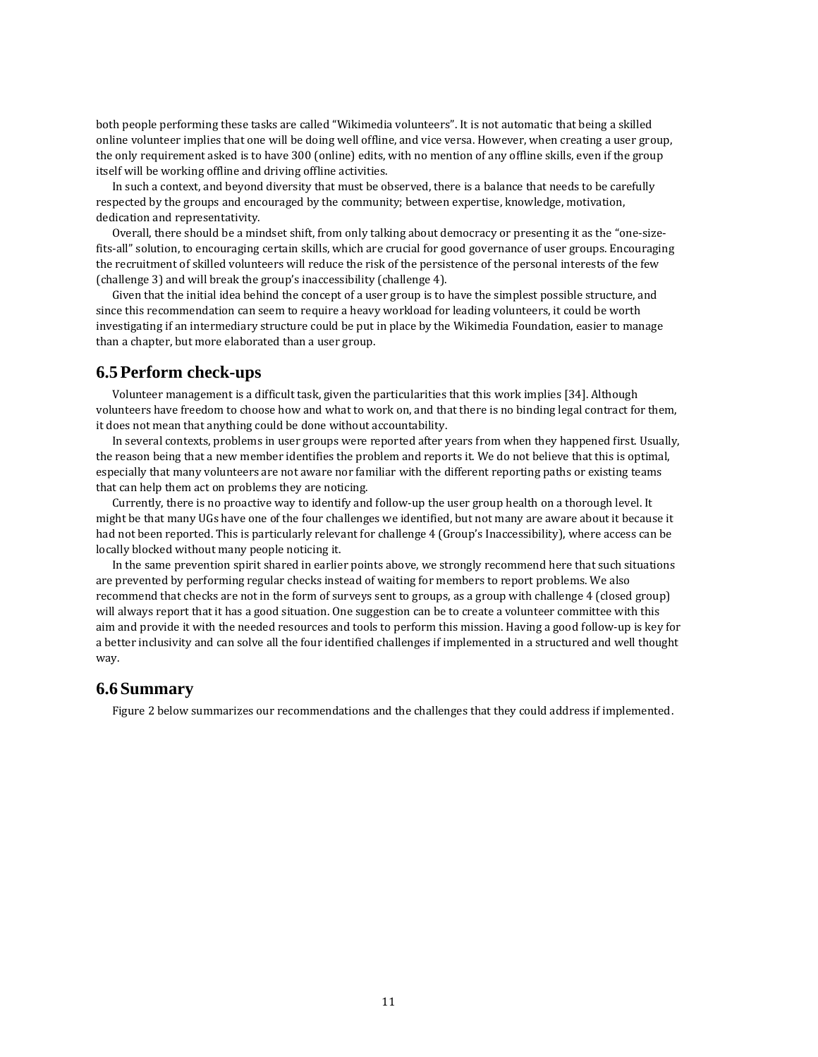both people performing these tasks are called "Wikimedia volunteers". It is not automatic that being a skilled online volunteer implies that one will be doing well offline, and vice versa. However, when creating a user group, the only requirement asked is to have 300 (online) edits, with no mention of any offline skills, even if the group itself will be working offline and driving offline activities.

In such a context, and beyond diversity that must be observed, there is a balance that needs to be carefully respected by the groups and encouraged by the community; between expertise, knowledge, motivation, dedication and representativity.

Overall, there should be a mindset shift, from only talking about democracy or presenting it as the "one-size-fits-all" solution, to encouraging certain skills, which are crucial for good governance of user groups. Encouraging the recruitment of skilled volunteers will reduce the risk of the persistence of the personal interests of the few (challenge 3) and will break the group's inaccessibility (challenge 4).

Given that the initial idea behind the concept of a user group is to have the simplest possible structure, and since this recommendation can seem to require a heavy workload for leading volunteers, it could be worth investigating if an intermediary structure could be put in place by the Wikimedia Foundation, easier to manage than a chapter, but more elaborated than a user group.

## 6.5 Perform check-ups

Volunteer management is a difficult task, given the particularities that this work implies [34]. Although volunteers have freedom to choose how and what to work on, and that there is no binding legal contract for them, it does not mean that anything could be done without accountability.

In several contexts, problems in user groups were reported after years from when they happened first. Usually, the reason being that a new member identifies the problem and reports it. We do not believe that this is optimal, especially that many volunteers are not aware nor familiar with the different reporting paths or existing teams that can help them act on problems they are noticing.

Currently, there is no proactive way to identify and follow-up the user group health on a thorough level. It might be that many UGs have one of the four challenges we identified, but not many are aware about it because it had not been reported. This is particularly relevant for challenge 4 (Group's Inaccessibility), where access can be locally blocked without many people noticing it.

In the same prevention spirit shared in earlier points above, we strongly recommend here that such situations are prevented by performing regular checks instead of waiting for members to report problems. We also recommend that checks are not in the form of surveys sent to groups, as a group with challenge 4 (closed group) will always report that it has a good situation. One suggestion can be to create a volunteer committee with this aim and provide it with the needed resources and tools to perform this mission. Having a good follow-up is key for a better inclusivity and can solve all the four identified challenges if implemented in a structured and well thought way.

## 6.6 Summary

Figure 2 below summarizes our recommendations and the challenges that they could address if implemented.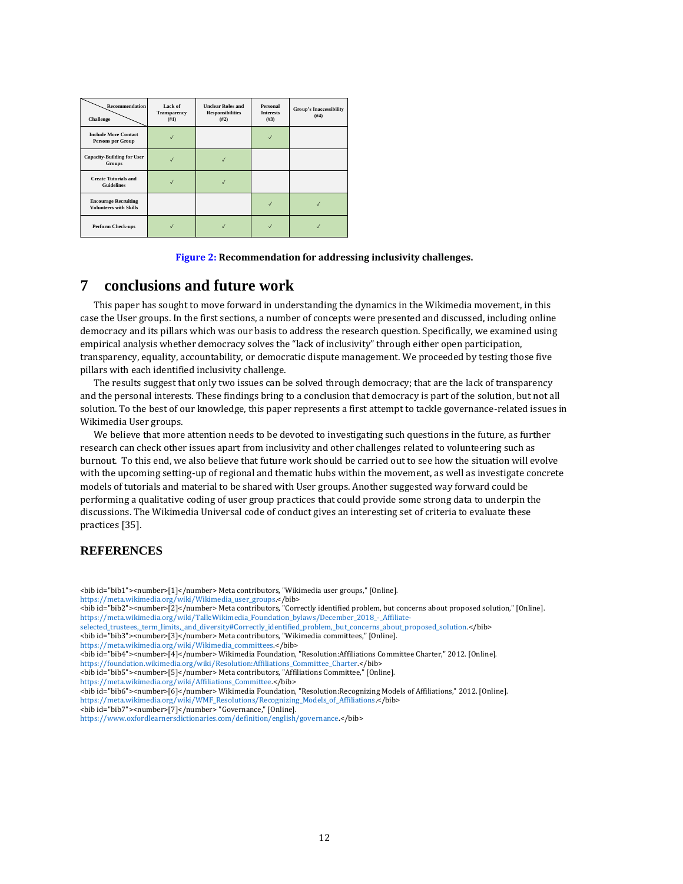| Recommendation / Challenge | Lack of Transparency (#1) | Unclear Roles and Responsibilities (#2) | Personal Interests (#3) | Group's Inaccessibility (#4) |
|---|---|---|---|---|
| Include More Contact Persons per Group | ✓ | | ✓ | |
| Capacity-Building for User Groups | ✓ | ✓ | | |
| Create Tutorials and Guidelines | ✓ | ✓ | | |
| Encourage Recruiting Volunteers with Skills | | | ✓ | ✓ |
| Perform Check-ups | ✓ | ✓ | ✓ | ✓ |

**Figure 2: Recommendation for addressing inclusivity challenges.**

# 7 conclusions and future work

This paper has sought to move forward in understanding the dynamics in the Wikimedia movement, in this case the User groups. In the first sections, a number of concepts were presented and discussed, including online democracy and its pillars which was our basis to address the research question. Specifically, we examined using empirical analysis whether democracy solves the "lack of inclusivity" through either open participation, transparency, equality, accountability, or democratic dispute management. We proceeded by testing those five pillars with each identified inclusivity challenge.

The results suggest that only two issues can be solved through democracy; that are the lack of transparency and the personal interests. These findings bring to a conclusion that democracy is part of the solution, but not all solution. To the best of our knowledge, this paper represents a first attempt to tackle governance-related issues in Wikimedia User groups.

We believe that more attention needs to be devoted to investigating such questions in the future, as further research can check other issues apart from inclusivity and other challenges related to volunteering such as burnout. To this end, we also believe that future work should be carried out to see how the situation will evolve with the upcoming setting-up of regional and thematic hubs within the movement, as well as investigate concrete models of tutorials and material to be shared with User groups. Another suggested way forward could be performing a qualitative coding of user group practices that could provide some strong data to underpin the discussions. The Wikimedia Universal code of conduct gives an interesting set of criteria to evaluate these practices [35].

# REFERENCES

<bib id="bib1"><number>[1]</number> Meta contributors, "Wikimedia user groups," [Online]. https://meta.wikimedia.org/wiki/Wikimedia_user_groups.</bib>
<bib id="bib2"><number>[2]</number> Meta contributors, "Correctly identified problem, but concerns about proposed solution," [Online]. https://meta.wikimedia.org/wiki/Talk:Wikimedia_Foundation_bylaws/December_2018_-_Affiliate-selected_trustees,_term_limits,_and_diversity#Correctly_identified_problem,_but_concerns_about_proposed_solution.</bib>
<bib id="bib3"><number>[3]</number> Meta contributors, "Wikimedia committees," [Online]. https://meta.wikimedia.org/wiki/Wikimedia_committees.</bib>
<bib id="bib4"><number>[4]</number> Wikimedia Foundation, "Resolution:Affiliations Committee Charter," 2012. [Online]. https://foundation.wikimedia.org/wiki/Resolution:Affiliations_Committee_Charter.</bib>
<bib id="bib5"><number>[5]</number> Meta contributors, "Affiliations Committee," [Online]. https://meta.wikimedia.org/wiki/Affiliations_Committee.</bib>
<bib id="bib6"><number>[6]</number> Wikimedia Foundation, "Resolution:Recognizing Models of Affiliations," 2012. [Online]. https://meta.wikimedia.org/wiki/WMF_Resolutions/Recognizing_Models_of_Affiliations.</bib>
<bib id="bib7"><number>[7]</number> "Governance," [Online]. https://www.oxfordlearnersdictionaries.com/definition/english/governance.</bib>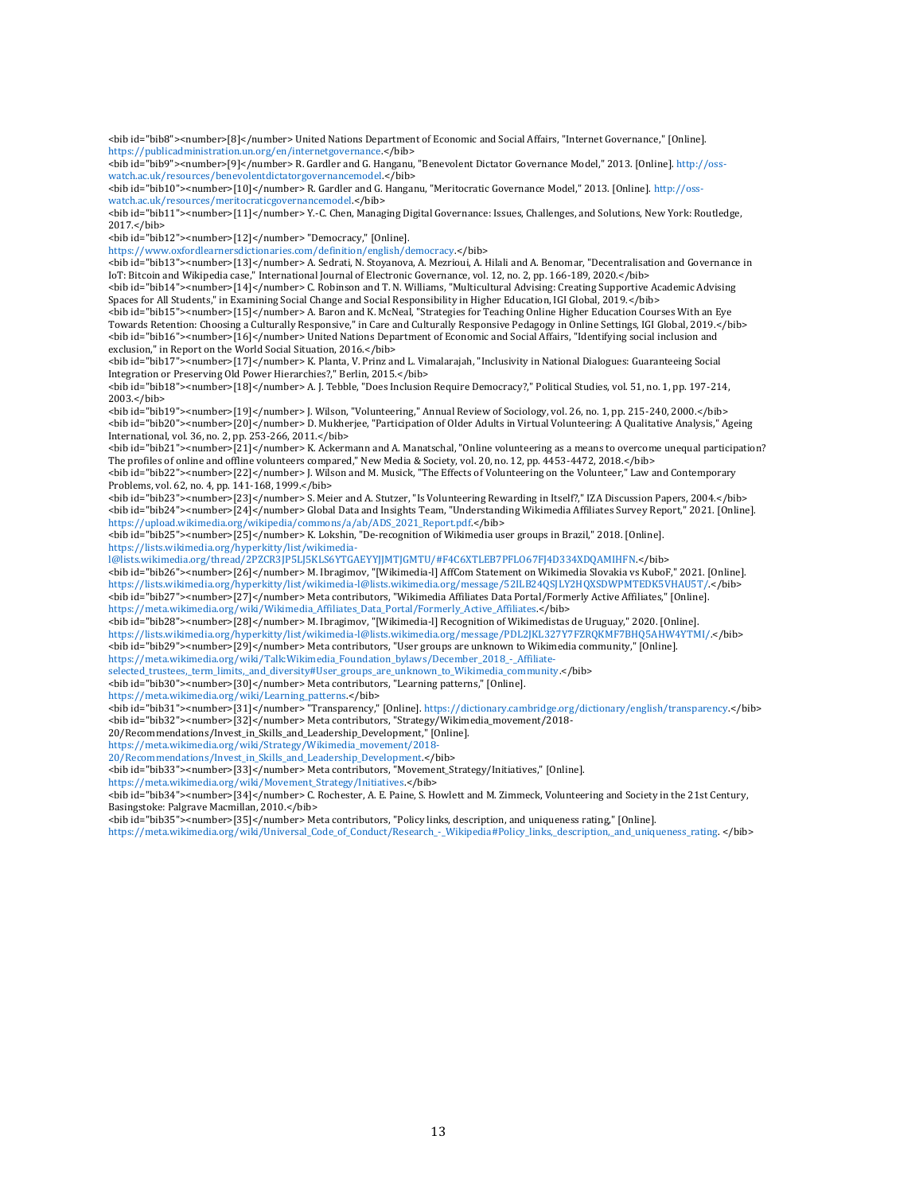<bib id="bib8"><number>[8]</number> United Nations Department of Economic and Social Affairs, "Internet Governance," [Online]. https://publicadministration.un.org/en/internetgovernance.</bib>
<bib id="bib9"><number>[9]</number> R. Gardler and G. Hanganu, "Benevolent Dictator Governance Model," 2013. [Online]. http://oss-watch.ac.uk/resources/benevolentdictatorgovernancemodel.</bib>
<bib id="bib10"><number>[10]</number> R. Gardler and G. Hanganu, "Meritocratic Governance Model," 2013. [Online]. http://oss-watch.ac.uk/resources/meritocraticgovernancemodel.</bib>
<bib id="bib11"><number>[11]</number> Y.-C. Chen, Managing Digital Governance: Issues, Challenges, and Solutions, New York: Routledge, 2017.</bib>
<bib id="bib12"><number>[12]</number> "Democracy," [Online]. https://www.oxfordlearnersdictionaries.com/definition/english/democracy.</bib>
<bib id="bib13"><number>[13]</number> A. Sedrati, N. Stoyanova, A. Mezrioui, A. Hilali and A. Benomar, "Decentralisation and Governance in IoT: Bitcoin and Wikipedia case," International Journal of Electronic Governance, vol. 12, no. 2, pp. 166-189, 2020.</bib>
<bib id="bib14"><number>[14]</number> C. Robinson and T. N. Williams, "Multicultural Advising: Creating Supportive Academic Advising Spaces for All Students," in Examining Social Change and Social Responsibility in Higher Education, IGI Global, 2019.</bib>
<bib id="bib15"><number>[15]</number> A. Baron and K. McNeal, "Strategies for Teaching Online Higher Education Courses With an Eye Towards Retention: Choosing a Culturally Responsive," in Care and Culturally Responsive Pedagogy in Online Settings, IGI Global, 2019.</bib>
<bib id="bib16"><number>[16]</number> United Nations Department of Economic and Social Affairs, "Identifying social inclusion and exclusion," in Report on the World Social Situation, 2016.</bib>
<bib id="bib17"><number>[17]</number> K. Planta, V. Prinz and L. Vimalarajah, "Inclusivity in National Dialogues: Guaranteeing Social Integration or Preserving Old Power Hierarchies?," Berlin, 2015.</bib>
<bib id="bib18"><number>[18]</number> A. J. Tebble, "Does Inclusion Require Democracy?," Political Studies, vol. 51, no. 1, pp. 197-214, 2003.</bib>
<bib id="bib19"><number>[19]</number> J. Wilson, "Volunteering," Annual Review of Sociology, vol. 26, no. 1, pp. 215-240, 2000.</bib>
<bib id="bib20"><number>[20]</number> D. Mukherjee, "Participation of Older Adults in Virtual Volunteering: A Qualitative Analysis," Ageing International, vol. 36, no. 2, pp. 253-266, 2011.</bib>
<bib id="bib21"><number>[21]</number> K. Ackermann and A. Manatschal, "Online volunteering as a means to overcome unequal participation? The profiles of online and offline volunteers compared," New Media & Society, vol. 20, no. 12, pp. 4453-4472, 2018.</bib>
<bib id="bib22"><number>[22]</number> J. Wilson and M. Musick, "The Effects of Volunteering on the Volunteer," Law and Contemporary Problems, vol. 62, no. 4, pp. 141-168, 1999.</bib>
<bib id="bib23"><number>[23]</number> S. Meier and A. Stutzer, "Is Volunteering Rewarding in Itself?," IZA Discussion Papers, 2004.</bib>
<bib id="bib24"><number>[24]</number> Global Data and Insights Team, "Understanding Wikimedia Affiliates Survey Report," 2021. [Online]. https://upload.wikimedia.org/wikipedia/commons/a/ab/ADS_2021_Report.pdf.</bib>
<bib id="bib25"><number>[25]</number> K. Lokshin, "De-recognition of Wikimedia user groups in Brazil," 2018. [Online]. https://lists.wikimedia.org/hyperkitty/list/wikimedia-l@lists.wikimedia.org/thread/2PZCR3JP5LJ5KLS6YTGAEYYJJMTJGMTU/#F4C6XTLEB7PFLO67FJ4D334XDQAMIHFN.</bib>
<bib id="bib26"><number>[26]</number> M. Ibragimov, "[Wikimedia-l] AffCom Statement on Wikimedia Slovakia vs KuboF," 2021. [Online]. https://lists.wikimedia.org/hyperkitty/list/wikimedia-l@lists.wikimedia.org/message/52ILB24QSJLY2HQXSDWPMTEDK5VHAU5T/.</bib>
<bib id="bib27"><number>[27]</number> Meta contributors, "Wikimedia Affiliates Data Portal/Formerly Active Affiliates," [Online]. https://meta.wikimedia.org/wiki/Wikimedia_Affiliates_Data_Portal/Formerly_Active_Affiliates.</bib>
<bib id="bib28"><number>[28]</number> M. Ibragimov, "[Wikimedia-l] Recognition of Wikimedistas de Uruguay," 2020. [Online]. https://lists.wikimedia.org/hyperkitty/list/wikimedia-l@lists.wikimedia.org/message/PDL2JKL327Y7FZRQKMF7BHQ5AHW4YTMI/.</bib>
<bib id="bib29"><number>[29]</number> Meta contributors, "User groups are unknown to Wikimedia community," [Online]. https://meta.wikimedia.org/wiki/Talk:Wikimedia_Foundation_bylaws/December_2018_-_Affiliate-selected_trustees,_term_limits,_and_diversity#User_groups_are_unknown_to_Wikimedia_community.</bib>
<bib id="bib30"><number>[30]</number> Meta contributors, "Learning patterns," [Online]. https://meta.wikimedia.org/wiki/Learning_patterns.</bib>
<bib id="bib31"><number>[31]</number> "Transparency," [Online]. https://dictionary.cambridge.org/dictionary/english/transparency.</bib>
<bib id="bib32"><number>[32]</number> Meta contributors, "Strategy/Wikimedia_movement/2018-20/Recommendations/Invest_in_Skills_and_Leadership_Development," [Online]. https://meta.wikimedia.org/wiki/Strategy/Wikimedia_movement/2018-20/Recommendations/Invest_in_Skills_and_Leadership_Development.</bib>
<bib id="bib33"><number>[33]</number> Meta contributors, "Movement_Strategy/Initiatives," [Online]. https://meta.wikimedia.org/wiki/Movement_Strategy/Initiatives.</bib>
<bib id="bib34"><number>[34]</number> C. Rochester, A. E. Paine, S. Howlett and M. Zimmeck, Volunteering and Society in the 21st Century, Basingstoke: Palgrave Macmillan, 2010.</bib>
<bib id="bib35"><number>[35]</number> Meta contributors, "Policy links, description, and uniqueness rating," [Online]. https://meta.wikimedia.org/wiki/Universal_Code_of_Conduct/Research_-_Wikipedia#Policy_links,_description,_and_uniqueness_rating. </bib>